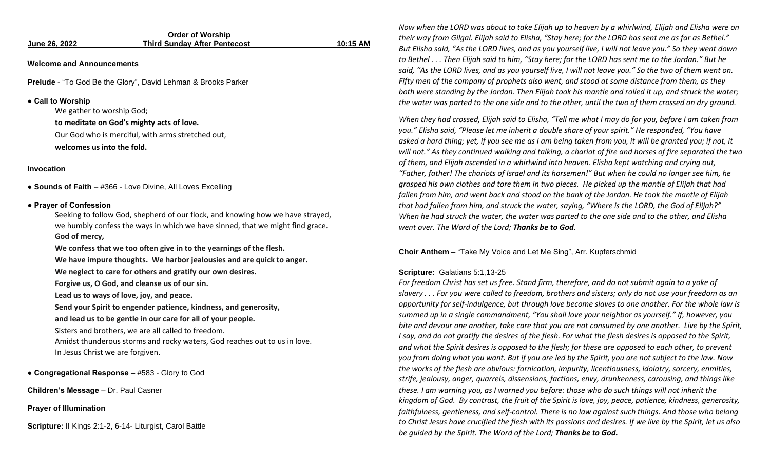**Order of Worship**

**June 26, 2022** **Third Sunday After Pentecost** **10:15 AM**

**Welcome and Announcements**

**Prelude** - "To God Be the Glory", David Lehman & Brooks Parker

**● Call to Worship**

We gather to worship God;

**to meditate on God's mighty acts of love.**

Our God who is merciful, with arms stretched out,

**welcomes us into the fold.**

**Invocation**

**● Sounds of Faith** – #366 - Love Divine, All Loves Excelling

**● Prayer of Confession**

Seeking to follow God, shepherd of our flock, and knowing how we have strayed, we humbly confess the ways in which we have sinned, that we might find grace.

**God of mercy,**

**We confess that we too often give in to the yearnings of the flesh.**

**We have impure thoughts. We harbor jealousies and are quick to anger.**

**We neglect to care for others and gratify our own desires.**

**Forgive us, O God, and cleanse us of our sin.**

**Lead us to ways of love, joy, and peace.**

**Send your Spirit to engender patience, kindness, and generosity,**

**and lead us to be gentle in our care for all of your people.**

Sisters and brothers, we are all called to freedom.

Amidst thunderous storms and rocky waters, God reaches out to us in love.

In Jesus Christ we are forgiven.

**● Congregational Response –** #583 - Glory to God

**Children's Message** – Dr. Paul Casner

**Prayer of Illumination**

**Scripture:** II Kings 2:1-2, 6-14- Liturgist, Carol Battle

*Now when the LORD was about to take Elijah up to heaven by a whirlwind, Elijah and Elisha were on their way from Gilgal. Elijah said to Elisha, "Stay here; for the LORD has sent me as far as Bethel." But Elisha said, "As the LORD lives, and as you yourself live, I will not leave you." So they went down to Bethel . . . Then Elijah said to him, "Stay here; for the LORD has sent me to the Jordan." But he said, "As the LORD lives, and as you yourself live, I will not leave you." So the two of them went on. Fifty men of the company of prophets also went, and stood at some distance from them, as they both were standing by the Jordan. Then Elijah took his mantle and rolled it up, and struck the water; the water was parted to the one side and to the other, until the two of them crossed on dry ground.*

*When they had crossed, Elijah said to Elisha, "Tell me what I may do for you, before I am taken from you." Elisha said, "Please let me inherit a double share of your spirit." He responded, "You have asked a hard thing; yet, if you see me as I am being taken from you, it will be granted you; if not, it will not." As they continued walking and talking, a chariot of fire and horses of fire separated the two of them, and Elijah ascended in a whirlwind into heaven. Elisha kept watching and crying out, "Father, father! The chariots of Israel and its horsemen!" But when he could no longer see him, he grasped his own clothes and tore them in two pieces. He picked up the mantle of Elijah that had fallen from him, and went back and stood on the bank of the Jordan. He took the mantle of Elijah that had fallen from him, and struck the water, saying, "Where is the LORD, the God of Elijah?" When he had struck the water, the water was parted to the one side and to the other, and Elisha went over. The Word of the Lord;* ***Thanks be to God.***

**Choir Anthem –** "Take My Voice and Let Me Sing", Arr. Kupferschmid

**Scripture:** Galatians 5:1,13-25

*For freedom Christ has set us free. Stand firm, therefore, and do not submit again to a yoke of slavery . . . For you were called to freedom, brothers and sisters; only do not use your freedom as an opportunity for self-indulgence, but through love become slaves to one another. For the whole law is summed up in a single commandment, "You shall love your neighbor as yourself." If, however, you bite and devour one another, take care that you are not consumed by one another. Live by the Spirit, I say, and do not gratify the desires of the flesh. For what the flesh desires is opposed to the Spirit, and what the Spirit desires is opposed to the flesh; for these are opposed to each other, to prevent you from doing what you want. But if you are led by the Spirit, you are not subject to the law. Now the works of the flesh are obvious: fornication, impurity, licentiousness, idolatry, sorcery, enmities, strife, jealousy, anger, quarrels, dissensions, factions, envy, drunkenness, carousing, and things like these. I am warning you, as I warned you before: those who do such things will not inherit the kingdom of God. By contrast, the fruit of the Spirit is love, joy, peace, patience, kindness, generosity, faithfulness, gentleness, and self-control. There is no law against such things. And those who belong to Christ Jesus have crucified the flesh with its passions and desires. If we live by the Spirit, let us also be guided by the Spirit. The Word of the Lord;* ***Thanks be to God.***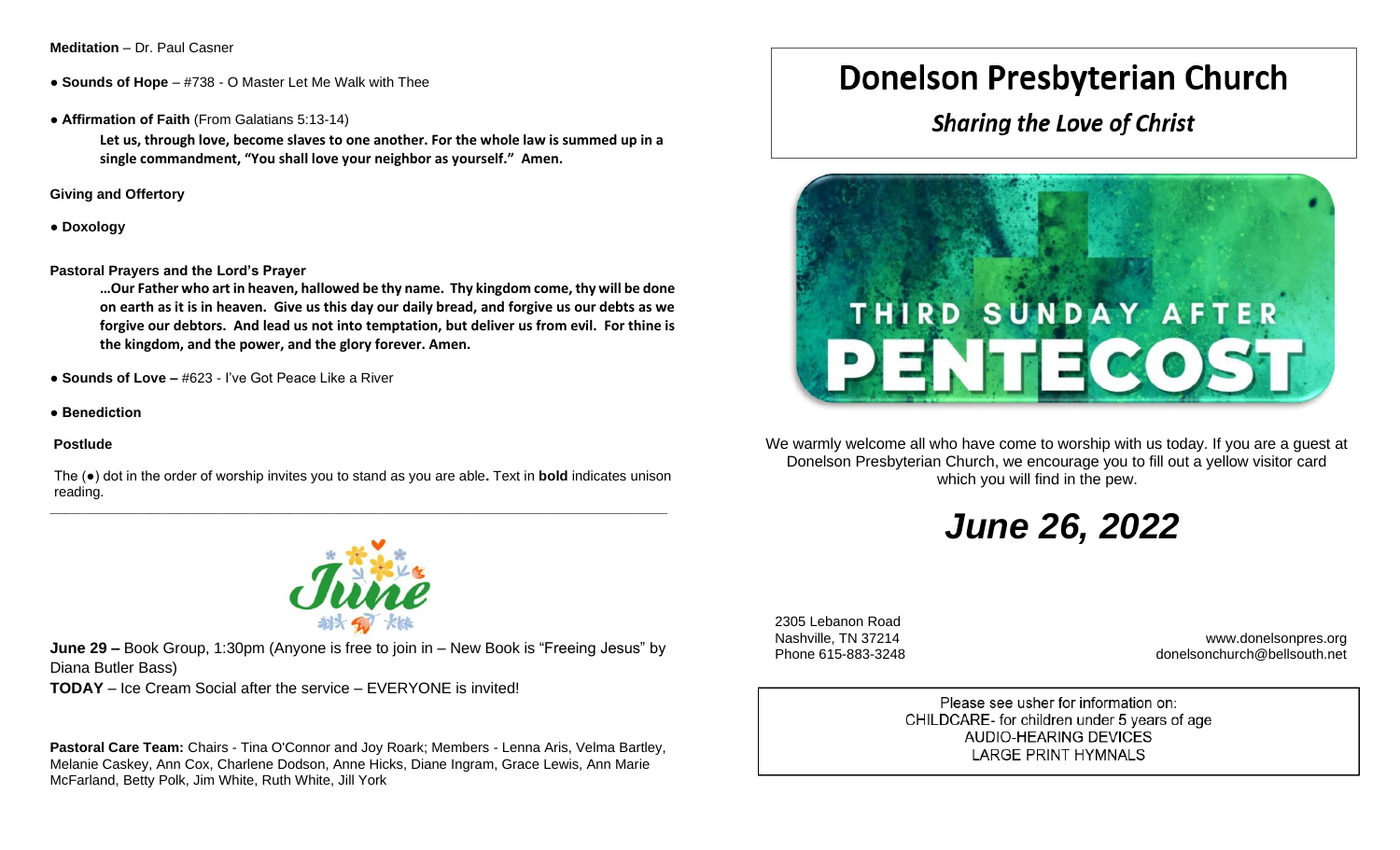**Meditation** – Dr. Paul Casner

● **Sounds of Hope** – #738 - O Master Let Me Walk with Thee

● **Affirmation of Faith** (From Galatians 5:13-14)

**Let us, through love, become slaves to one another. For the whole law is summed up in a single commandment, "You shall love your neighbor as yourself." Amen.**

**Giving and Offertory**

● **Doxology**

**Pastoral Prayers and the Lord's Prayer**

**…Our Father who art in heaven, hallowed be thy name. Thy kingdom come, thy will be done on earth as it is in heaven. Give us this day our daily bread, and forgive us our debts as we forgive our debtors. And lead us not into temptation, but deliver us from evil. For thine is the kingdom, and the power, and the glory forever. Amen.**

● **Sounds of Love –** #623 - I've Got Peace Like a River

● **Benediction**

**Postlude**

The (●) dot in the order of worship invites you to stand as you are able**.** Text in **bold** indicates unison reading.

---

June

**June 29 –** Book Group, 1:30pm (Anyone is free to join in – New Book is "Freeing Jesus" by Diana Butler Bass)

**TODAY** – Ice Cream Social after the service – EVERYONE is invited!

**Pastoral Care Team:** Chairs - Tina O'Connor and Joy Roark; Members - Lenna Aris, Velma Bartley, Melanie Caskey, Ann Cox, Charlene Dodson, Anne Hicks, Diane Ingram, Grace Lewis, Ann Marie McFarland, Betty Polk, Jim White, Ruth White, Jill York

# Donelson Presbyterian Church

***Sharing the Love of Christ***

THIRD SUNDAY AFTER PENTECOST

We warmly welcome all who have come to worship with us today. If you are a guest at Donelson Presbyterian Church, we encourage you to fill out a yellow visitor card which you will find in the pew.

## ***June 26, 2022***

2305 Lebanon Road
Nashville, TN 37214
Phone 615-883-3248

www.donelsonpres.org
donelsonchurch@bellsouth.net

Please see usher for information on:
CHILDCARE- for children under 5 years of age
AUDIO-HEARING DEVICES
LARGE PRINT HYMNALS